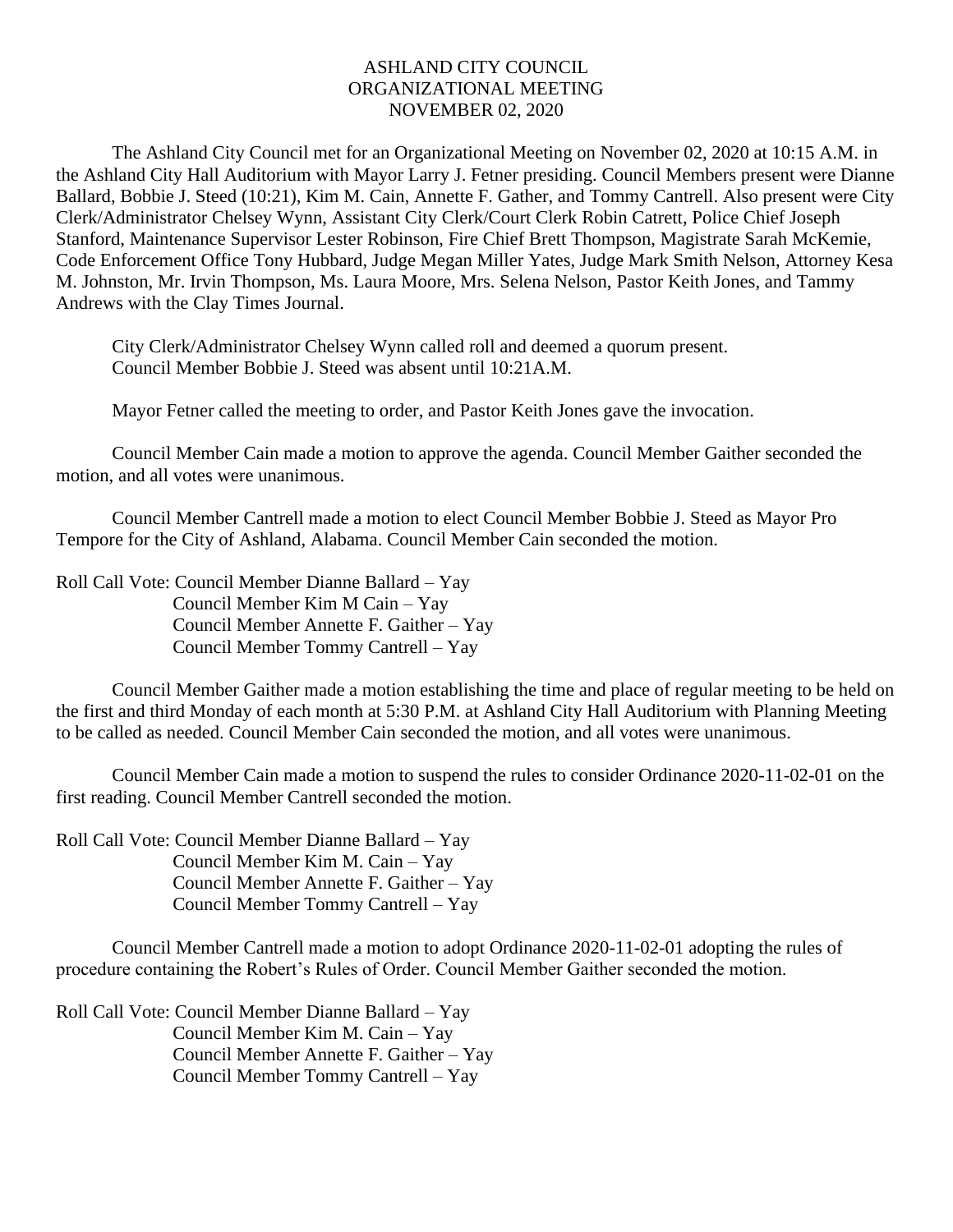# ASHLAND CITY COUNCIL
## ORGANIZATIONAL MEETING
## NOVEMBER 02, 2020

The Ashland City Council met for an Organizational Meeting on November 02, 2020 at 10:15 A.M. in the Ashland City Hall Auditorium with Mayor Larry J. Fetner presiding. Council Members present were Dianne Ballard, Bobbie J. Steed (10:21), Kim M. Cain, Annette F. Gather, and Tommy Cantrell. Also present were City Clerk/Administrator Chelsey Wynn, Assistant City Clerk/Court Clerk Robin Catrett, Police Chief Joseph Stanford, Maintenance Supervisor Lester Robinson, Fire Chief Brett Thompson, Magistrate Sarah McKemie, Code Enforcement Office Tony Hubbard, Judge Megan Miller Yates, Judge Mark Smith Nelson, Attorney Kesa M. Johnston, Mr. Irvin Thompson, Ms. Laura Moore, Mrs. Selena Nelson, Pastor Keith Jones, and Tammy Andrews with the Clay Times Journal.

City Clerk/Administrator Chelsey Wynn called roll and deemed a quorum present.
Council Member Bobbie J. Steed was absent until 10:21A.M.

Mayor Fetner called the meeting to order, and Pastor Keith Jones gave the invocation.

Council Member Cain made a motion to approve the agenda. Council Member Gaither seconded the motion, and all votes were unanimous.

Council Member Cantrell made a motion to elect Council Member Bobbie J. Steed as Mayor Pro Tempore for the City of Ashland, Alabama. Council Member Cain seconded the motion.

Roll Call Vote: Council Member Dianne Ballard – Yay
Council Member Kim M Cain – Yay
Council Member Annette F. Gaither – Yay
Council Member Tommy Cantrell – Yay

Council Member Gaither made a motion establishing the time and place of regular meeting to be held on the first and third Monday of each month at 5:30 P.M. at Ashland City Hall Auditorium with Planning Meeting to be called as needed. Council Member Cain seconded the motion, and all votes were unanimous.

Council Member Cain made a motion to suspend the rules to consider Ordinance 2020-11-02-01 on the first reading. Council Member Cantrell seconded the motion.

Roll Call Vote: Council Member Dianne Ballard – Yay
Council Member Kim M. Cain – Yay
Council Member Annette F. Gaither – Yay
Council Member Tommy Cantrell – Yay

Council Member Cantrell made a motion to adopt Ordinance 2020-11-02-01 adopting the rules of procedure containing the Robert's Rules of Order. Council Member Gaither seconded the motion.

Roll Call Vote: Council Member Dianne Ballard – Yay
Council Member Kim M. Cain – Yay
Council Member Annette F. Gaither – Yay
Council Member Tommy Cantrell – Yay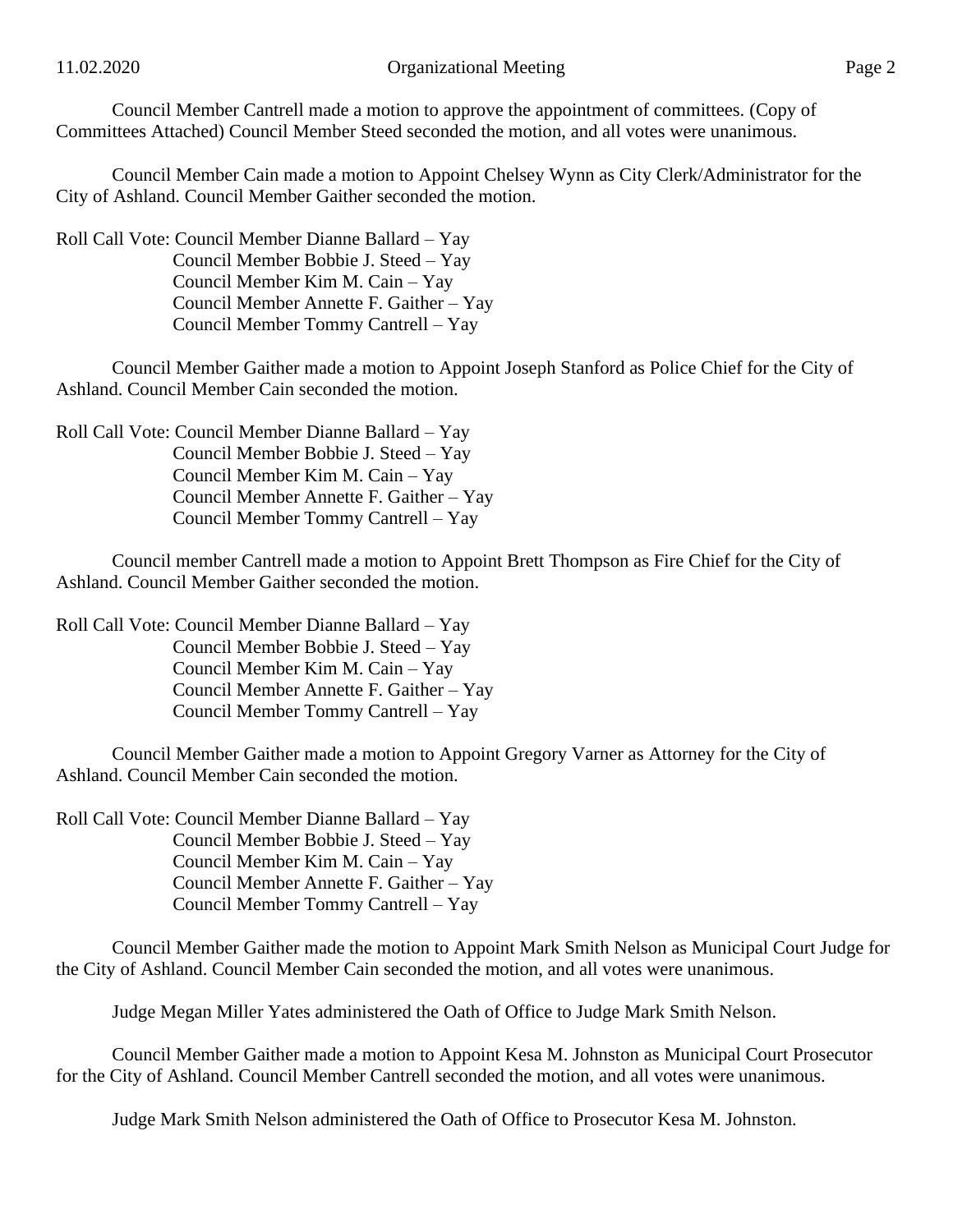Council Member Cantrell made a motion to approve the appointment of committees. (Copy of Committees Attached) Council Member Steed seconded the motion, and all votes were unanimous.

Council Member Cain made a motion to Appoint Chelsey Wynn as City Clerk/Administrator for the City of Ashland. Council Member Gaither seconded the motion.

Roll Call Vote: Council Member Dianne Ballard – Yay
Council Member Bobbie J. Steed – Yay
Council Member Kim M. Cain – Yay
Council Member Annette F. Gaither – Yay
Council Member Tommy Cantrell – Yay

Council Member Gaither made a motion to Appoint Joseph Stanford as Police Chief for the City of Ashland. Council Member Cain seconded the motion.

Roll Call Vote: Council Member Dianne Ballard – Yay
Council Member Bobbie J. Steed – Yay
Council Member Kim M. Cain – Yay
Council Member Annette F. Gaither – Yay
Council Member Tommy Cantrell – Yay

Council member Cantrell made a motion to Appoint Brett Thompson as Fire Chief for the City of Ashland. Council Member Gaither seconded the motion.

Roll Call Vote: Council Member Dianne Ballard – Yay
Council Member Bobbie J. Steed – Yay
Council Member Kim M. Cain – Yay
Council Member Annette F. Gaither – Yay
Council Member Tommy Cantrell – Yay

Council Member Gaither made a motion to Appoint Gregory Varner as Attorney for the City of Ashland. Council Member Cain seconded the motion.

Roll Call Vote: Council Member Dianne Ballard – Yay
Council Member Bobbie J. Steed – Yay
Council Member Kim M. Cain – Yay
Council Member Annette F. Gaither – Yay
Council Member Tommy Cantrell – Yay

Council Member Gaither made the motion to Appoint Mark Smith Nelson as Municipal Court Judge for the City of Ashland. Council Member Cain seconded the motion, and all votes were unanimous.

Judge Megan Miller Yates administered the Oath of Office to Judge Mark Smith Nelson.

Council Member Gaither made a motion to Appoint Kesa M. Johnston as Municipal Court Prosecutor for the City of Ashland. Council Member Cantrell seconded the motion, and all votes were unanimous.

Judge Mark Smith Nelson administered the Oath of Office to Prosecutor Kesa M. Johnston.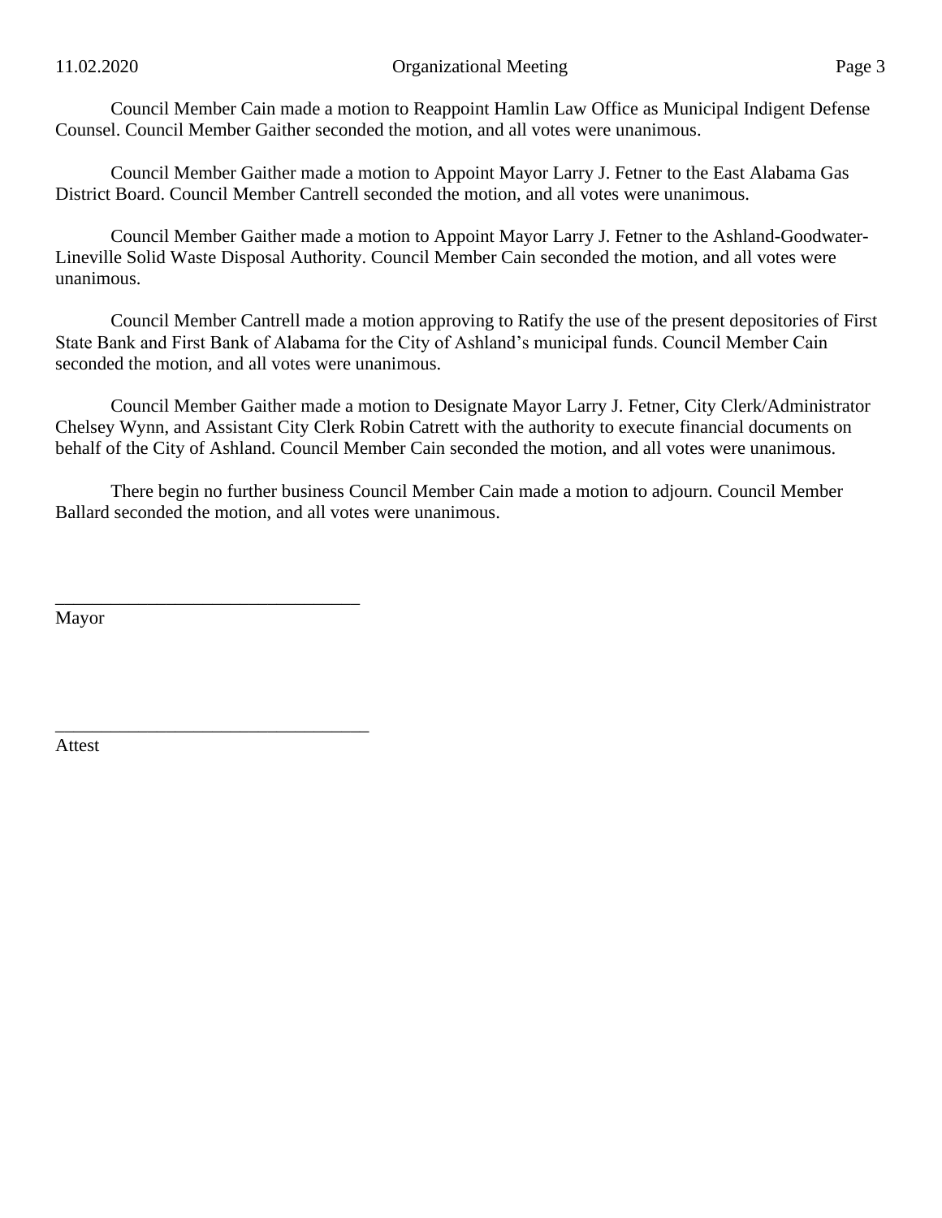Council Member Cain made a motion to Reappoint Hamlin Law Office as Municipal Indigent Defense Counsel. Council Member Gaither seconded the motion, and all votes were unanimous.

Council Member Gaither made a motion to Appoint Mayor Larry J. Fetner to the East Alabama Gas District Board. Council Member Cantrell seconded the motion, and all votes were unanimous.

Council Member Gaither made a motion to Appoint Mayor Larry J. Fetner to the Ashland-Goodwater-Lineville Solid Waste Disposal Authority. Council Member Cain seconded the motion, and all votes were unanimous.

Council Member Cantrell made a motion approving to Ratify the use of the present depositories of First State Bank and First Bank of Alabama for the City of Ashland's municipal funds. Council Member Cain seconded the motion, and all votes were unanimous.

Council Member Gaither made a motion to Designate Mayor Larry J. Fetner, City Clerk/Administrator Chelsey Wynn, and Assistant City Clerk Robin Catrett with the authority to execute financial documents on behalf of the City of Ashland. Council Member Cain seconded the motion, and all votes were unanimous.

There begin no further business Council Member Cain made a motion to adjourn. Council Member Ballard seconded the motion, and all votes were unanimous.

\_\_\_\_\_\_\_\_\_\_\_\_\_\_\_\_\_\_\_\_\_\_\_\_\_\_\_\_\_\_\_\_\_

Mayor

\_\_\_\_\_\_\_\_\_\_\_\_\_\_\_\_\_\_\_\_\_\_\_\_\_\_\_\_\_\_\_\_\_

Attest